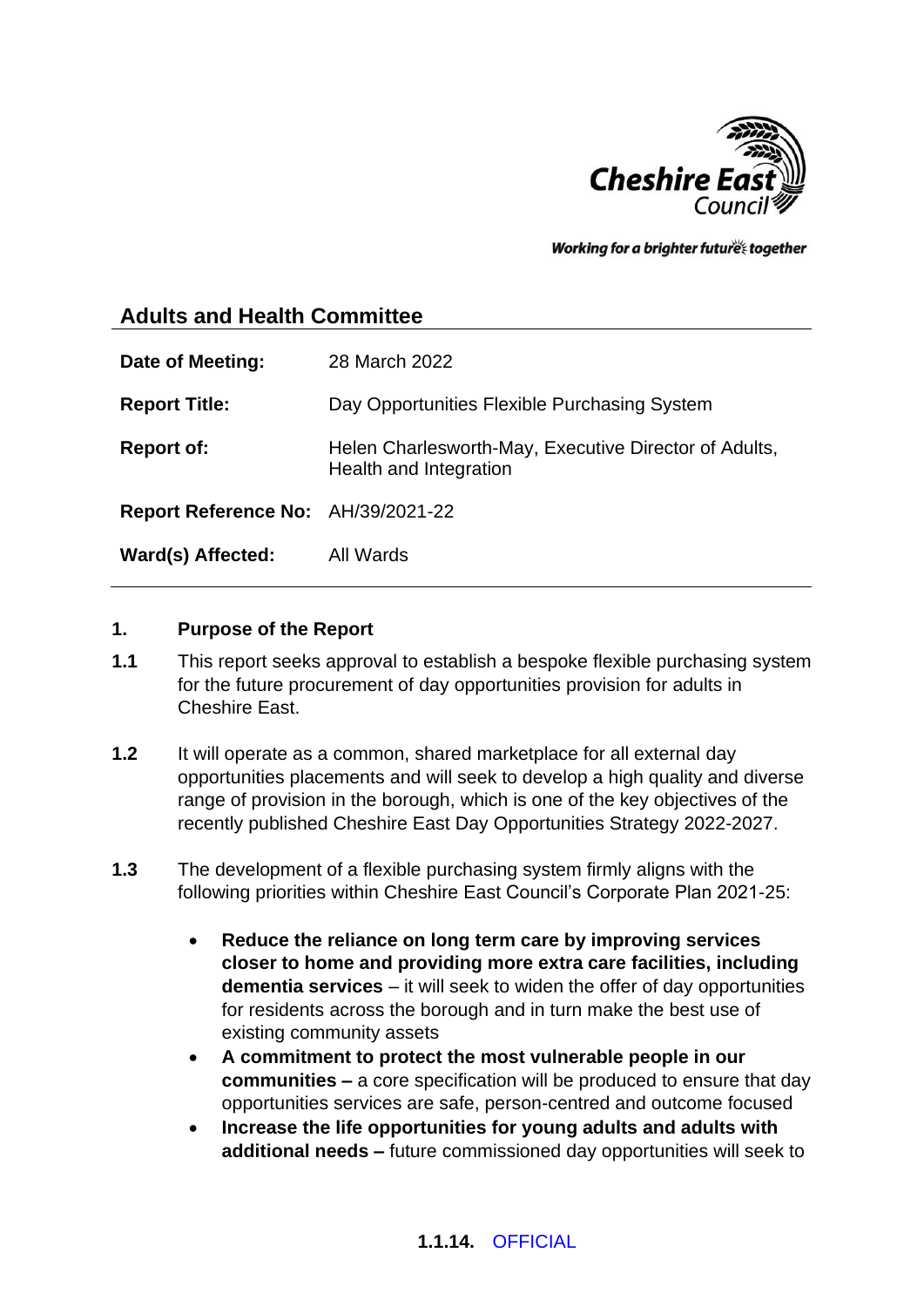## Adults and Health Committee

| | |
|---|---|
| **Date of Meeting:** | 28 March 2022 |
| **Report Title:** | Day Opportunities Flexible Purchasing System |
| **Report of:** | Helen Charlesworth-May, Executive Director of Adults, Health and Integration |
| **Report Reference No:** | AH/39/2021-22 |
| **Ward(s) Affected:** | All Wards |

### 1. Purpose of the Report

**1.1** This report seeks approval to establish a bespoke flexible purchasing system for the future procurement of day opportunities provision for adults in Cheshire East.

**1.2** It will operate as a common, shared marketplace for all external day opportunities placements and will seek to develop a high quality and diverse range of provision in the borough, which is one of the key objectives of the recently published Cheshire East Day Opportunities Strategy 2022-2027.

**1.3** The development of a flexible purchasing system firmly aligns with the following priorities within Cheshire East Council's Corporate Plan 2021-25:

- **Reduce the reliance on long term care by improving services closer to home and providing more extra care facilities, including dementia services** – it will seek to widen the offer of day opportunities for residents across the borough and in turn make the best use of existing community assets
- **A commitment to protect the most vulnerable people in our communities –** a core specification will be produced to ensure that day opportunities services are safe, person-centred and outcome focused
- **Increase the life opportunities for young adults and adults with additional needs –** future commissioned day opportunities will seek to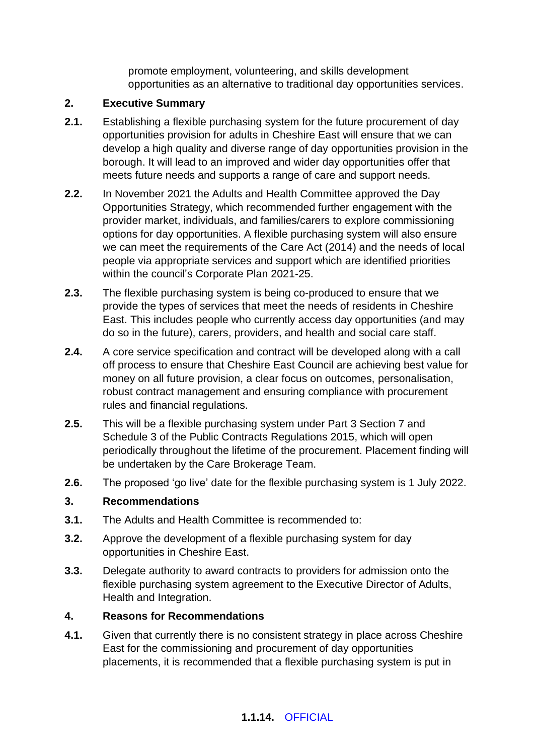promote employment, volunteering, and skills development opportunities as an alternative to traditional day opportunities services.

## 2. Executive Summary

**2.1.** Establishing a flexible purchasing system for the future procurement of day opportunities provision for adults in Cheshire East will ensure that we can develop a high quality and diverse range of day opportunities provision in the borough. It will lead to an improved and wider day opportunities offer that meets future needs and supports a range of care and support needs.

**2.2.** In November 2021 the Adults and Health Committee approved the Day Opportunities Strategy, which recommended further engagement with the provider market, individuals, and families/carers to explore commissioning options for day opportunities. A flexible purchasing system will also ensure we can meet the requirements of the Care Act (2014) and the needs of local people via appropriate services and support which are identified priorities within the council's Corporate Plan 2021-25.

**2.3.** The flexible purchasing system is being co-produced to ensure that we provide the types of services that meet the needs of residents in Cheshire East. This includes people who currently access day opportunities (and may do so in the future), carers, providers, and health and social care staff.

**2.4.** A core service specification and contract will be developed along with a call off process to ensure that Cheshire East Council are achieving best value for money on all future provision, a clear focus on outcomes, personalisation, robust contract management and ensuring compliance with procurement rules and financial regulations.

**2.5.** This will be a flexible purchasing system under Part 3 Section 7 and Schedule 3 of the Public Contracts Regulations 2015, which will open periodically throughout the lifetime of the procurement. Placement finding will be undertaken by the Care Brokerage Team.

**2.6.** The proposed 'go live' date for the flexible purchasing system is 1 July 2022.

## 3. Recommendations

**3.1.** The Adults and Health Committee is recommended to:

**3.2.** Approve the development of a flexible purchasing system for day opportunities in Cheshire East.

**3.3.** Delegate authority to award contracts to providers for admission onto the flexible purchasing system agreement to the Executive Director of Adults, Health and Integration.

## 4. Reasons for Recommendations

**4.1.** Given that currently there is no consistent strategy in place across Cheshire East for the commissioning and procurement of day opportunities placements, it is recommended that a flexible purchasing system is put in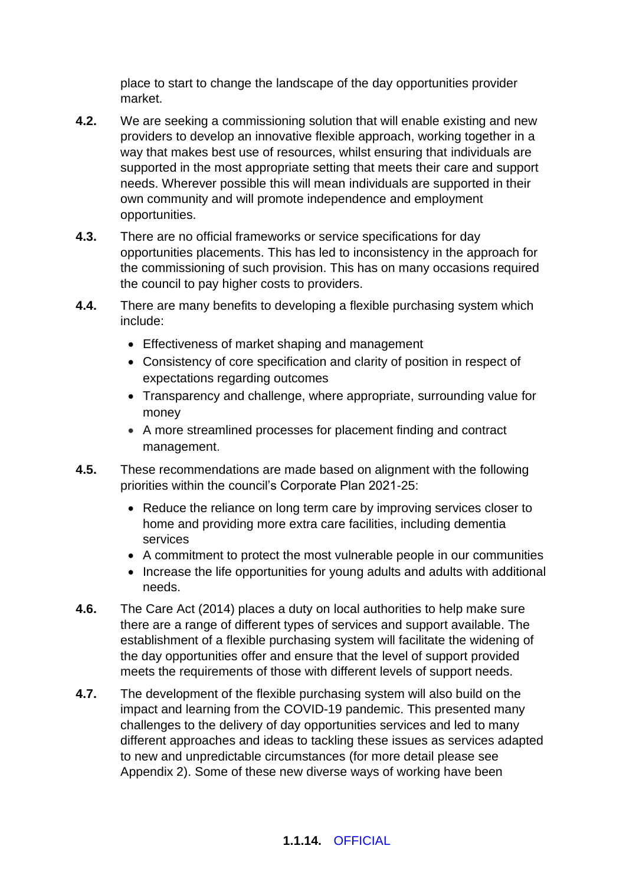place to start to change the landscape of the day opportunities provider market.

**4.2.** We are seeking a commissioning solution that will enable existing and new providers to develop an innovative flexible approach, working together in a way that makes best use of resources, whilst ensuring that individuals are supported in the most appropriate setting that meets their care and support needs. Wherever possible this will mean individuals are supported in their own community and will promote independence and employment opportunities.

**4.3.** There are no official frameworks or service specifications for day opportunities placements. This has led to inconsistency in the approach for the commissioning of such provision. This has on many occasions required the council to pay higher costs to providers.

**4.4.** There are many benefits to developing a flexible purchasing system which include:

- Effectiveness of market shaping and management
- Consistency of core specification and clarity of position in respect of expectations regarding outcomes
- Transparency and challenge, where appropriate, surrounding value for money
- A more streamlined processes for placement finding and contract management.

**4.5.** These recommendations are made based on alignment with the following priorities within the council's Corporate Plan 2021-25:

- Reduce the reliance on long term care by improving services closer to home and providing more extra care facilities, including dementia services
- A commitment to protect the most vulnerable people in our communities
- Increase the life opportunities for young adults and adults with additional needs.

**4.6.** The Care Act (2014) places a duty on local authorities to help make sure there are a range of different types of services and support available. The establishment of a flexible purchasing system will facilitate the widening of the day opportunities offer and ensure that the level of support provided meets the requirements of those with different levels of support needs.

**4.7.** The development of the flexible purchasing system will also build on the impact and learning from the COVID-19 pandemic. This presented many challenges to the delivery of day opportunities services and led to many different approaches and ideas to tackling these issues as services adapted to new and unpredictable circumstances (for more detail please see Appendix 2). Some of these new diverse ways of working have been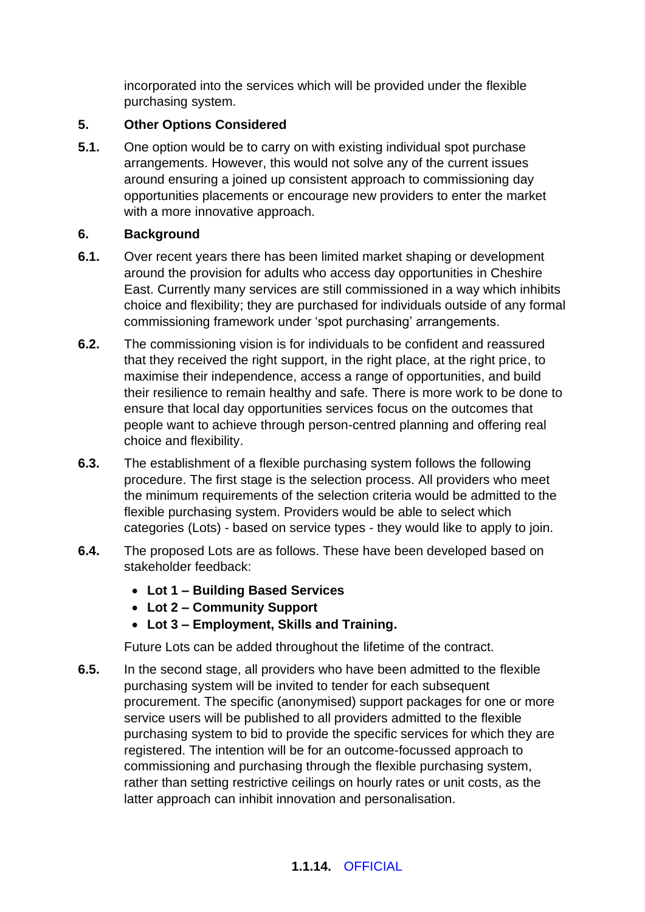incorporated into the services which will be provided under the flexible purchasing system.

## 5. Other Options Considered

**5.1.** One option would be to carry on with existing individual spot purchase arrangements. However, this would not solve any of the current issues around ensuring a joined up consistent approach to commissioning day opportunities placements or encourage new providers to enter the market with a more innovative approach.

## 6. Background

**6.1.** Over recent years there has been limited market shaping or development around the provision for adults who access day opportunities in Cheshire East. Currently many services are still commissioned in a way which inhibits choice and flexibility; they are purchased for individuals outside of any formal commissioning framework under 'spot purchasing' arrangements.

**6.2.** The commissioning vision is for individuals to be confident and reassured that they received the right support, in the right place, at the right price, to maximise their independence, access a range of opportunities, and build their resilience to remain healthy and safe. There is more work to be done to ensure that local day opportunities services focus on the outcomes that people want to achieve through person-centred planning and offering real choice and flexibility.

**6.3.** The establishment of a flexible purchasing system follows the following procedure. The first stage is the selection process. All providers who meet the minimum requirements of the selection criteria would be admitted to the flexible purchasing system. Providers would be able to select which categories (Lots) - based on service types - they would like to apply to join.

**6.4.** The proposed Lots are as follows. These have been developed based on stakeholder feedback:

- **Lot 1 – Building Based Services**
- **Lot 2 – Community Support**
- **Lot 3 – Employment, Skills and Training.**

Future Lots can be added throughout the lifetime of the contract.

**6.5.** In the second stage, all providers who have been admitted to the flexible purchasing system will be invited to tender for each subsequent procurement. The specific (anonymised) support packages for one or more service users will be published to all providers admitted to the flexible purchasing system to bid to provide the specific services for which they are registered. The intention will be for an outcome-focussed approach to commissioning and purchasing through the flexible purchasing system, rather than setting restrictive ceilings on hourly rates or unit costs, as the latter approach can inhibit innovation and personalisation.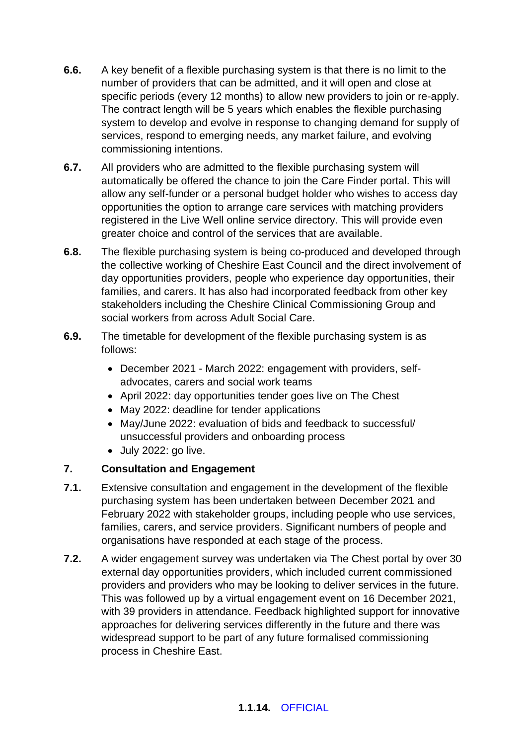**6.6.** A key benefit of a flexible purchasing system is that there is no limit to the number of providers that can be admitted, and it will open and close at specific periods (every 12 months) to allow new providers to join or re-apply. The contract length will be 5 years which enables the flexible purchasing system to develop and evolve in response to changing demand for supply of services, respond to emerging needs, any market failure, and evolving commissioning intentions.

**6.7.** All providers who are admitted to the flexible purchasing system will automatically be offered the chance to join the Care Finder portal. This will allow any self-funder or a personal budget holder who wishes to access day opportunities the option to arrange care services with matching providers registered in the Live Well online service directory. This will provide even greater choice and control of the services that are available.

**6.8.** The flexible purchasing system is being co-produced and developed through the collective working of Cheshire East Council and the direct involvement of day opportunities providers, people who experience day opportunities, their families, and carers. It has also had incorporated feedback from other key stakeholders including the Cheshire Clinical Commissioning Group and social workers from across Adult Social Care.

**6.9.** The timetable for development of the flexible purchasing system is as follows:

- December 2021 - March 2022: engagement with providers, self-advocates, carers and social work teams
- April 2022: day opportunities tender goes live on The Chest
- May 2022: deadline for tender applications
- May/June 2022: evaluation of bids and feedback to successful/ unsuccessful providers and onboarding process
- July 2022: go live.

## 7. Consultation and Engagement

**7.1.** Extensive consultation and engagement in the development of the flexible purchasing system has been undertaken between December 2021 and February 2022 with stakeholder groups, including people who use services, families, carers, and service providers. Significant numbers of people and organisations have responded at each stage of the process.

**7.2.** A wider engagement survey was undertaken via The Chest portal by over 30 external day opportunities providers, which included current commissioned providers and providers who may be looking to deliver services in the future. This was followed up by a virtual engagement event on 16 December 2021, with 39 providers in attendance. Feedback highlighted support for innovative approaches for delivering services differently in the future and there was widespread support to be part of any future formalised commissioning process in Cheshire East.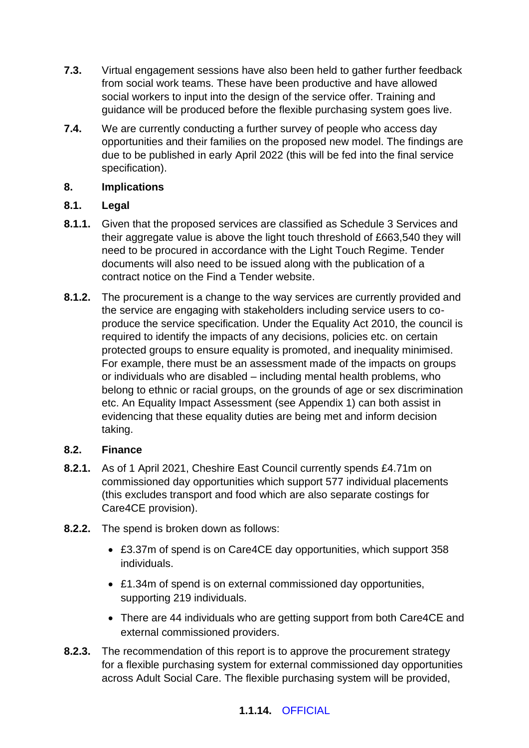**7.3.** Virtual engagement sessions have also been held to gather further feedback from social work teams. These have been productive and have allowed social workers to input into the design of the service offer. Training and guidance will be produced before the flexible purchasing system goes live.

**7.4.** We are currently conducting a further survey of people who access day opportunities and their families on the proposed new model. The findings are due to be published in early April 2022 (this will be fed into the final service specification).

## 8. Implications

### 8.1. Legal

**8.1.1.** Given that the proposed services are classified as Schedule 3 Services and their aggregate value is above the light touch threshold of £663,540 they will need to be procured in accordance with the Light Touch Regime. Tender documents will also need to be issued along with the publication of a contract notice on the Find a Tender website.

**8.1.2.** The procurement is a change to the way services are currently provided and the service are engaging with stakeholders including service users to co-produce the service specification. Under the Equality Act 2010, the council is required to identify the impacts of any decisions, policies etc. on certain protected groups to ensure equality is promoted, and inequality minimised. For example, there must be an assessment made of the impacts on groups or individuals who are disabled – including mental health problems, who belong to ethnic or racial groups, on the grounds of age or sex discrimination etc. An Equality Impact Assessment (see Appendix 1) can both assist in evidencing that these equality duties are being met and inform decision taking.

### 8.2. Finance

**8.2.1.** As of 1 April 2021, Cheshire East Council currently spends £4.71m on commissioned day opportunities which support 577 individual placements (this excludes transport and food which are also separate costings for Care4CE provision).

**8.2.2.** The spend is broken down as follows:

- £3.37m of spend is on Care4CE day opportunities, which support 358 individuals.
- £1.34m of spend is on external commissioned day opportunities, supporting 219 individuals.
- There are 44 individuals who are getting support from both Care4CE and external commissioned providers.

**8.2.3.** The recommendation of this report is to approve the procurement strategy for a flexible purchasing system for external commissioned day opportunities across Adult Social Care. The flexible purchasing system will be provided,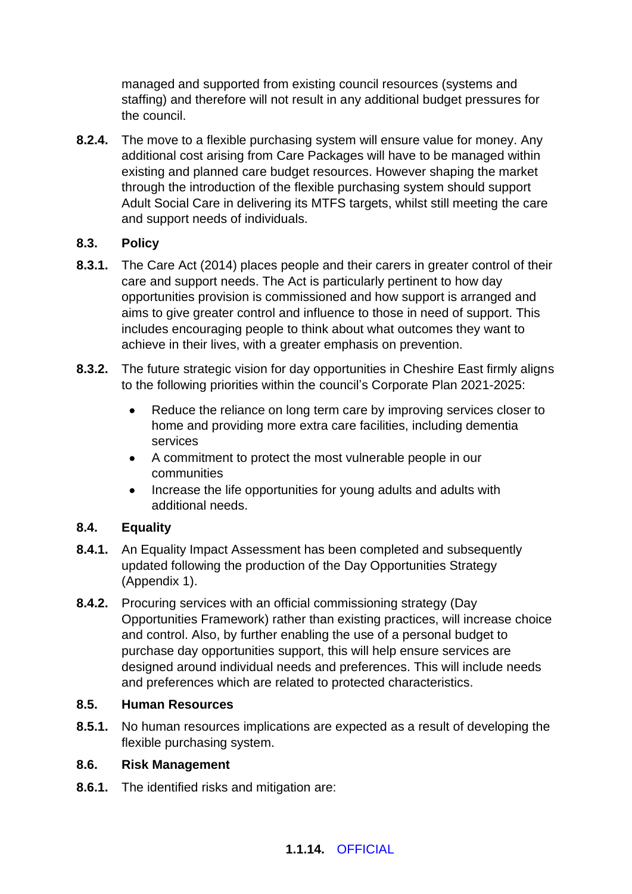managed and supported from existing council resources (systems and staffing) and therefore will not result in any additional budget pressures for the council.

**8.2.4.** The move to a flexible purchasing system will ensure value for money. Any additional cost arising from Care Packages will have to be managed within existing and planned care budget resources. However shaping the market through the introduction of the flexible purchasing system should support Adult Social Care in delivering its MTFS targets, whilst still meeting the care and support needs of individuals.

### 8.3. Policy

**8.3.1.** The Care Act (2014) places people and their carers in greater control of their care and support needs. The Act is particularly pertinent to how day opportunities provision is commissioned and how support is arranged and aims to give greater control and influence to those in need of support. This includes encouraging people to think about what outcomes they want to achieve in their lives, with a greater emphasis on prevention.

**8.3.2.** The future strategic vision for day opportunities in Cheshire East firmly aligns to the following priorities within the council's Corporate Plan 2021-2025:

- Reduce the reliance on long term care by improving services closer to home and providing more extra care facilities, including dementia services
- A commitment to protect the most vulnerable people in our communities
- Increase the life opportunities for young adults and adults with additional needs.

### 8.4. Equality

**8.4.1.** An Equality Impact Assessment has been completed and subsequently updated following the production of the Day Opportunities Strategy (Appendix 1).

**8.4.2.** Procuring services with an official commissioning strategy (Day Opportunities Framework) rather than existing practices, will increase choice and control. Also, by further enabling the use of a personal budget to purchase day opportunities support, this will help ensure services are designed around individual needs and preferences. This will include needs and preferences which are related to protected characteristics.

### 8.5. Human Resources

**8.5.1.** No human resources implications are expected as a result of developing the flexible purchasing system.

### 8.6. Risk Management

**8.6.1.** The identified risks and mitigation are: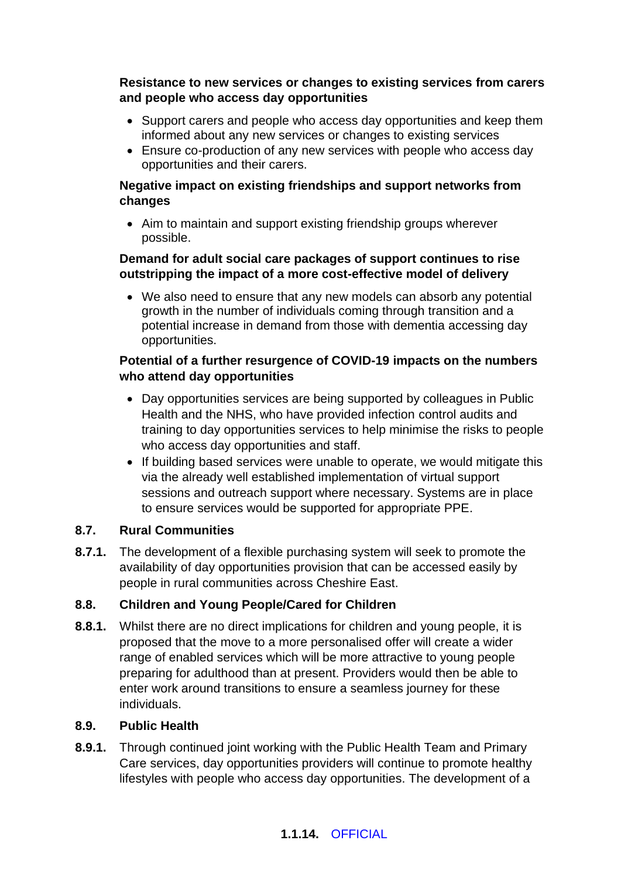**Resistance to new services or changes to existing services from carers and people who access day opportunities**

- Support carers and people who access day opportunities and keep them informed about any new services or changes to existing services
- Ensure co-production of any new services with people who access day opportunities and their carers.

**Negative impact on existing friendships and support networks from changes**

- Aim to maintain and support existing friendship groups wherever possible.

**Demand for adult social care packages of support continues to rise outstripping the impact of a more cost-effective model of delivery**

- We also need to ensure that any new models can absorb any potential growth in the number of individuals coming through transition and a potential increase in demand from those with dementia accessing day opportunities.

**Potential of a further resurgence of COVID-19 impacts on the numbers who attend day opportunities**

- Day opportunities services are being supported by colleagues in Public Health and the NHS, who have provided infection control audits and training to day opportunities services to help minimise the risks to people who access day opportunities and staff.
- If building based services were unable to operate, we would mitigate this via the already well established implementation of virtual support sessions and outreach support where necessary. Systems are in place to ensure services would be supported for appropriate PPE.

### 8.7. Rural Communities

**8.7.1.** The development of a flexible purchasing system will seek to promote the availability of day opportunities provision that can be accessed easily by people in rural communities across Cheshire East.

### 8.8. Children and Young People/Cared for Children

**8.8.1.** Whilst there are no direct implications for children and young people, it is proposed that the move to a more personalised offer will create a wider range of enabled services which will be more attractive to young people preparing for adulthood than at present. Providers would then be able to enter work around transitions to ensure a seamless journey for these individuals.

### 8.9. Public Health

**8.9.1.** Through continued joint working with the Public Health Team and Primary Care services, day opportunities providers will continue to promote healthy lifestyles with people who access day opportunities. The development of a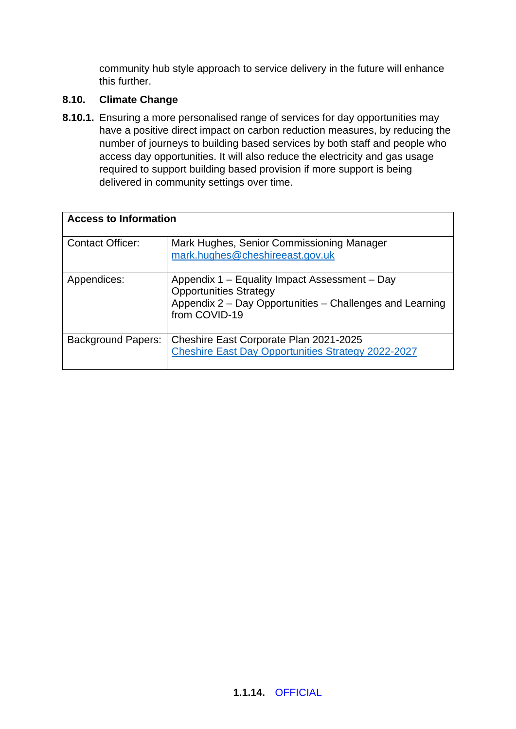community hub style approach to service delivery in the future will enhance this further.

**8.10. Climate Change**

**8.10.1.** Ensuring a more personalised range of services for day opportunities may have a positive direct impact on carbon reduction measures, by reducing the number of journeys to building based services by both staff and people who access day opportunities. It will also reduce the electricity and gas usage required to support building based provision if more support is being delivered in community settings over time.

| **Access to Information** | |
|---|---|
| Contact Officer: | Mark Hughes, Senior Commissioning Manager<br>mark.hughes@cheshireeast.gov.uk |
| Appendices: | Appendix 1 – Equality Impact Assessment – Day Opportunities Strategy<br>Appendix 2 – Day Opportunities – Challenges and Learning from COVID-19 |
| Background Papers: | Cheshire East Corporate Plan 2021-2025<br>Cheshire East Day Opportunities Strategy 2022-2027 |